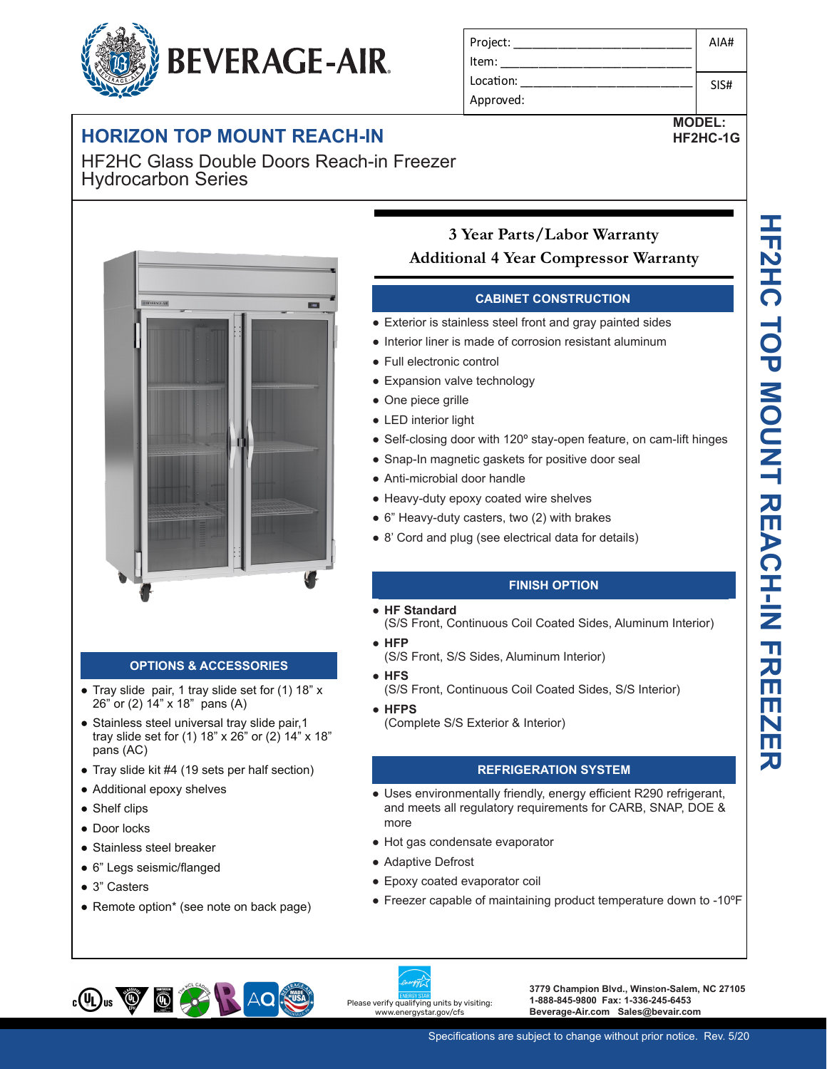**BEVERAGE-AIR**

| Project: | AIA# |
|---|---|
| Item: | |
| Location: | SIS# |
| Approved: | |

**MODEL:**
**HF2HC-1G**

# HORIZON TOP MOUNT REACH-IN

HF2HC Glass Double Doors Reach-in Freezer
Hydrocarbon Series

**3 Year Parts/Labor Warranty**
**Additional 4 Year Compressor Warranty**

## CABINET CONSTRUCTION

- Exterior is stainless steel front and gray painted sides
- Interior liner is made of corrosion resistant aluminum
- Full electronic control
- Expansion valve technology
- One piece grille
- LED interior light
- Self-closing door with 120º stay-open feature, on cam-lift hinges
- Snap-In magnetic gaskets for positive door seal
- Anti-microbial door handle
- Heavy-duty epoxy coated wire shelves
- 6" Heavy-duty casters, two (2) with brakes
- 8' Cord and plug (see electrical data for details)

## FINISH OPTION

- **HF Standard**
  (S/S Front, Continuous Coil Coated Sides, Aluminum Interior)
- **HFP**
  (S/S Front, S/S Sides, Aluminum Interior)
- **HFS**
  (S/S Front, Continuous Coil Coated Sides, S/S Interior)
- **HFPS**
  (Complete S/S Exterior & Interior)

## REFRIGERATION SYSTEM

- Uses environmentally friendly, energy efficient R290 refrigerant, and meets all regulatory requirements for CARB, SNAP, DOE & more
- Hot gas condensate evaporator
- Adaptive Defrost
- Epoxy coated evaporator coil
- Freezer capable of maintaining product temperature down to -10ºF

## OPTIONS & ACCESSORIES

- Tray slide pair, 1 tray slide set for (1) 18" x 26" or (2) 14" x 18" pans (A)
- Stainless steel universal tray slide pair,1 tray slide set for (1) 18" x 26" or (2) 14" x 18" pans (AC)
- Tray slide kit #4 (19 sets per half section)
- Additional epoxy shelves
- Shelf clips
- Door locks
- Stainless steel breaker
- 6" Legs seismic/flanged
- 3" Casters
- Remote option* (see note on back page)

Please verify qualifying units by visiting: www.energystar.gov/cfs

**3779 Champion Blvd., Winston-Salem, NC 27105**
**1-888-845-9800 Fax: 1-336-245-6453**
**Beverage-Air.com Sales@bevair.com**

Specifications are subject to change without prior notice. Rev. 5/20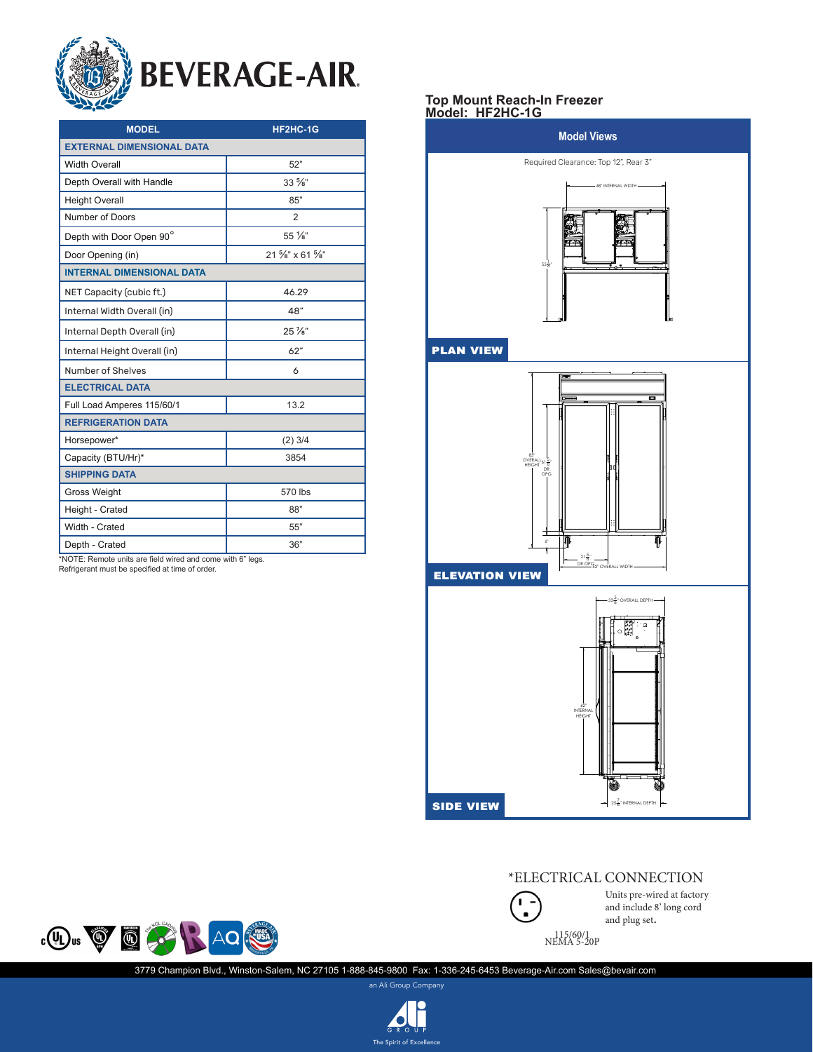# BEVERAGE-AIR

## Top Mount Reach-In Freezer
## Model: HF2HC-1G

| MODEL | HF2HC-1G |
|---|---|
| **EXTERNAL DIMENSIONAL DATA** | |
| Width Overall | 52" |
| Depth Overall with Handle | 33 ⅝" |
| Height Overall | 85" |
| Number of Doors | 2 |
| Depth with Door Open 90° | 55 ⅛" |
| Door Opening (in) | 21 ⅝" x 61 ⅝" |
| **INTERNAL DIMENSIONAL DATA** | |
| NET Capacity (cubic ft.) | 46.29 |
| Internal Width Overall (in) | 48" |
| Internal Depth Overall (in) | 25 ⅞" |
| Internal Height Overall (in) | 62" |
| Number of Shelves | 6 |
| **ELECTRICAL DATA** | |
| Full Load Amperes 115/60/1 | 13.2 |
| **REFRIGERATION DATA** | |
| Horsepower* | (2) 3/4 |
| Capacity (BTU/Hr)* | 3854 |
| **SHIPPING DATA** | |
| Gross Weight | 570 lbs |
| Height - Crated | 88" |
| Width - Crated | 55" |
| Depth - Crated | 36" |

*NOTE: Remote units are field wired and come with 6" legs.
Refrigerant must be specified at time of order.

### Model Views

Required Clearance: Top 12", Rear 3"

48" INTERNAL WIDTH

55⅛"

**PLAN VIEW**

85" OVERALL HEIGHT

61⅝" DR OPG

6"

21⅝" DR OPG

52" OVERALL WIDTH

**ELEVATION VIEW**

33⅝" OVERALL DEPTH

62" INTERNAL HEIGHT

25⅞" INTERNAL DEPTH

**SIDE VIEW**

### *ELECTRICAL CONNECTION

Units pre-wired at factory and include 8' long cord and plug set.

115/60/1
NEMA 5-20P

3779 Champion Blvd., Winston-Salem, NC 27105 1-888-845-9800 Fax: 1-336-245-6453 Beverage-Air.com Sales@bevair.com

an Ali Group Company

The Spirit of Excellence